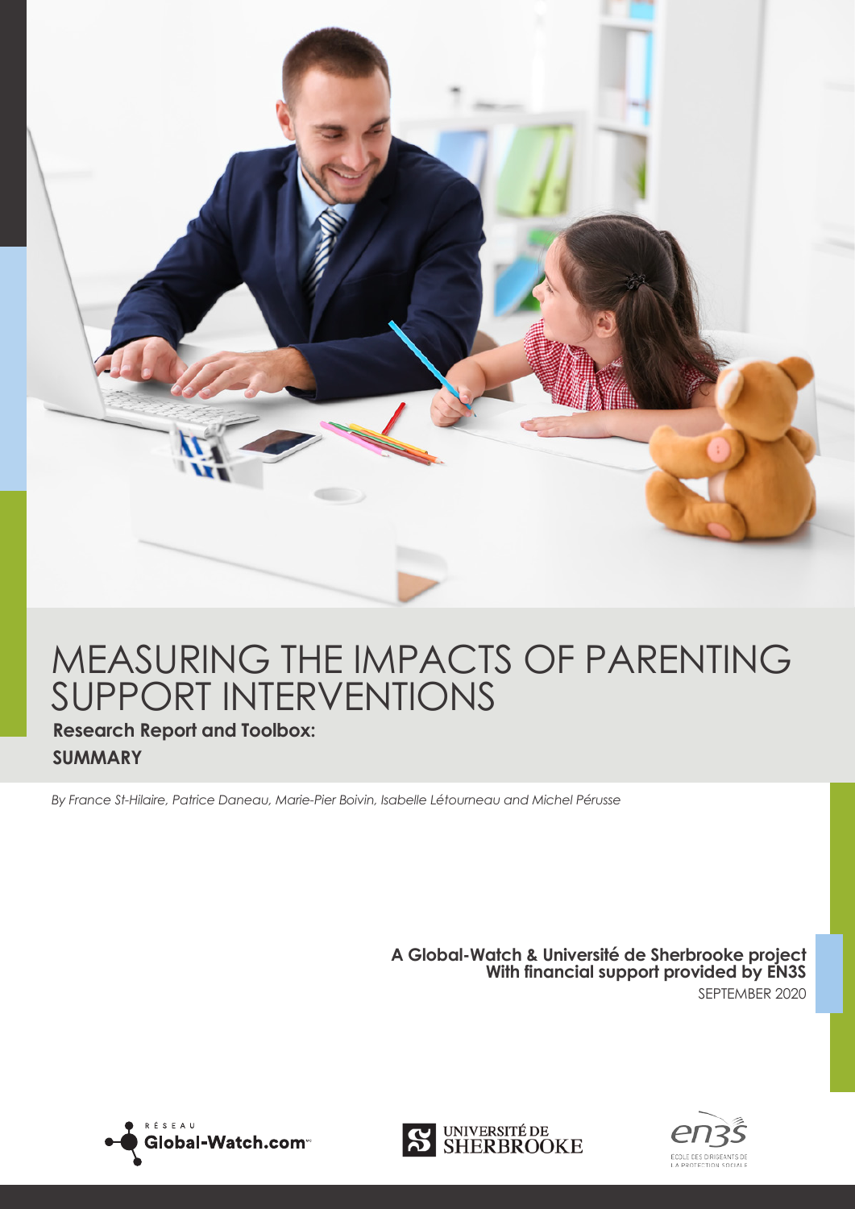# MEASURING THE IMPACTS OF PARENTING SUPPORT INTERVENTIONS

**Research Report and Toolbox:**

**SUMMARY**

*By France St-Hilaire, Patrice Daneau, Marie-Pier Boivin, Isabelle Létourneau and Michel Pérusse*

**A Global-Watch & Université de Sherbrooke project**
**With financial support provided by EN3S**

SEPTEMBER 2020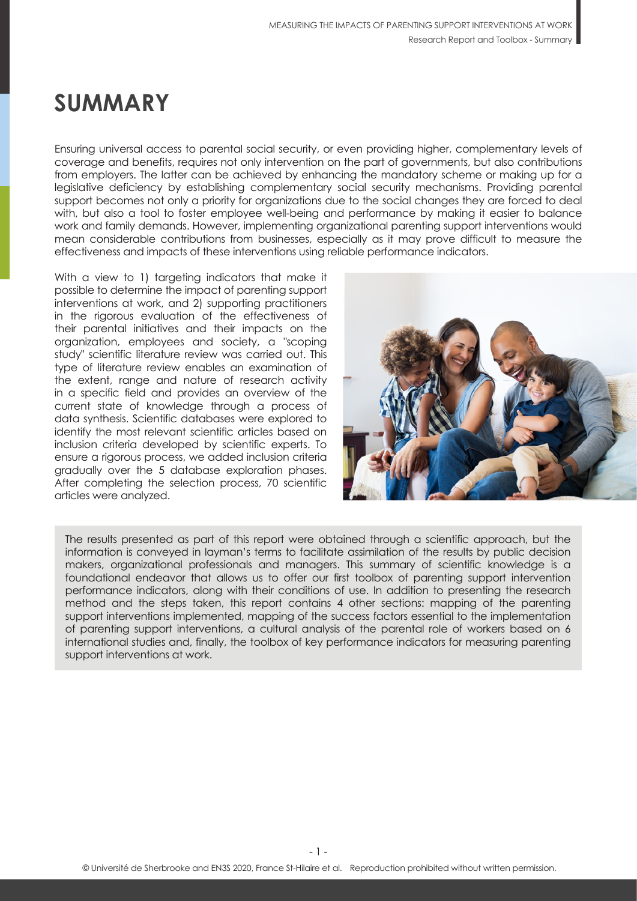# SUMMARY

Ensuring universal access to parental social security, or even providing higher, complementary levels of coverage and benefits, requires not only intervention on the part of governments, but also contributions from employers. The latter can be achieved by enhancing the mandatory scheme or making up for a legislative deficiency by establishing complementary social security mechanisms. Providing parental support becomes not only a priority for organizations due to the social changes they are forced to deal with, but also a tool to foster employee well-being and performance by making it easier to balance work and family demands. However, implementing organizational parenting support interventions would mean considerable contributions from businesses, especially as it may prove difficult to measure the effectiveness and impacts of these interventions using reliable performance indicators.

With a view to 1) targeting indicators that make it possible to determine the impact of parenting support interventions at work, and 2) supporting practitioners in the rigorous evaluation of the effectiveness of their parental initiatives and their impacts on the organization, employees and society, a "scoping study" scientific literature review was carried out. This type of literature review enables an examination of the extent, range and nature of research activity in a specific field and provides an overview of the current state of knowledge through a process of data synthesis. Scientific databases were explored to identify the most relevant scientific articles based on inclusion criteria developed by scientific experts. To ensure a rigorous process, we added inclusion criteria gradually over the 5 database exploration phases. After completing the selection process, 70 scientific articles were analyzed.

The results presented as part of this report were obtained through a scientific approach, but the information is conveyed in layman's terms to facilitate assimilation of the results by public decision makers, organizational professionals and managers. This summary of scientific knowledge is a foundational endeavor that allows us to offer our first toolbox of parenting support intervention performance indicators, along with their conditions of use. In addition to presenting the research method and the steps taken, this report contains 4 other sections: mapping of the parenting support interventions implemented, mapping of the success factors essential to the implementation of parenting support interventions, a cultural analysis of the parental role of workers based on 6 international studies and, finally, the toolbox of key performance indicators for measuring parenting support interventions at work.

© Université de Sherbrooke and EN3S 2020, France St-Hilaire et al. Reproduction prohibited without written permission.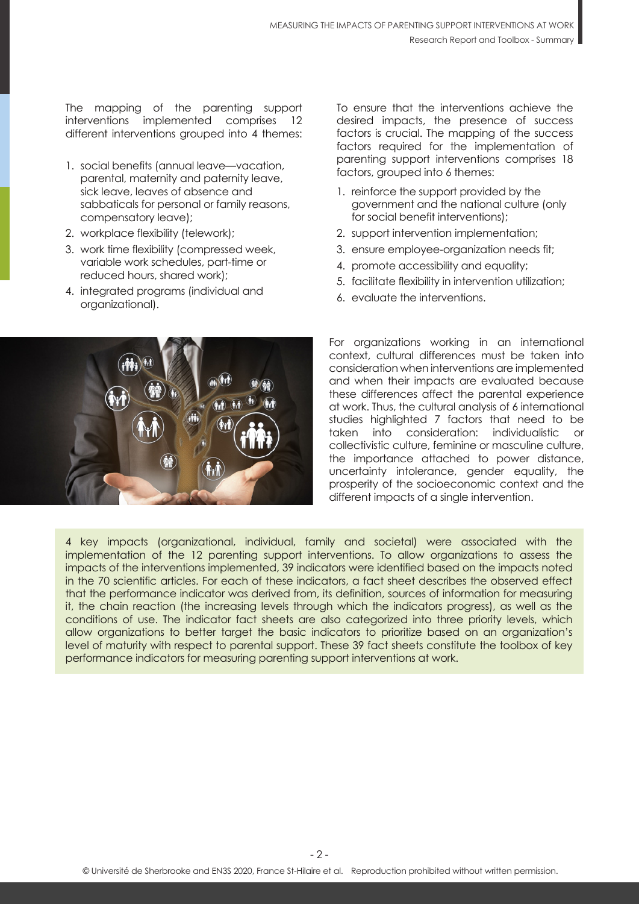The mapping of the parenting support interventions implemented comprises 12 different interventions grouped into 4 themes:

1. social benefits (annual leave—vacation, parental, maternity and paternity leave, sick leave, leaves of absence and sabbaticals for personal or family reasons, compensatory leave);
2. workplace flexibility (telework);
3. work time flexibility (compressed week, variable work schedules, part-time or reduced hours, shared work);
4. integrated programs (individual and organizational).

To ensure that the interventions achieve the desired impacts, the presence of success factors is crucial. The mapping of the success factors required for the implementation of parenting support interventions comprises 18 factors, grouped into 6 themes:

1. reinforce the support provided by the government and the national culture (only for social benefit interventions);
2. support intervention implementation;
3. ensure employee-organization needs fit;
4. promote accessibility and equality;
5. facilitate flexibility in intervention utilization;
6. evaluate the interventions.

For organizations working in an international context, cultural differences must be taken into consideration when interventions are implemented and when their impacts are evaluated because these differences affect the parental experience at work. Thus, the cultural analysis of 6 international studies highlighted 7 factors that need to be taken into consideration: individualistic or collectivistic culture, feminine or masculine culture, the importance attached to power distance, uncertainty intolerance, gender equality, the prosperity of the socioeconomic context and the different impacts of a single intervention.

4 key impacts (organizational, individual, family and societal) were associated with the implementation of the 12 parenting support interventions. To allow organizations to assess the impacts of the interventions implemented, 39 indicators were identified based on the impacts noted in the 70 scientific articles. For each of these indicators, a fact sheet describes the observed effect that the performance indicator was derived from, its definition, sources of information for measuring it, the chain reaction (the increasing levels through which the indicators progress), as well as the conditions of use. The indicator fact sheets are also categorized into three priority levels, which allow organizations to better target the basic indicators to prioritize based on an organization's level of maturity with respect to parental support. These 39 fact sheets constitute the toolbox of key performance indicators for measuring parenting support interventions at work.

© Université de Sherbrooke and EN3S 2020, France St-Hilaire et al. Reproduction prohibited without written permission.